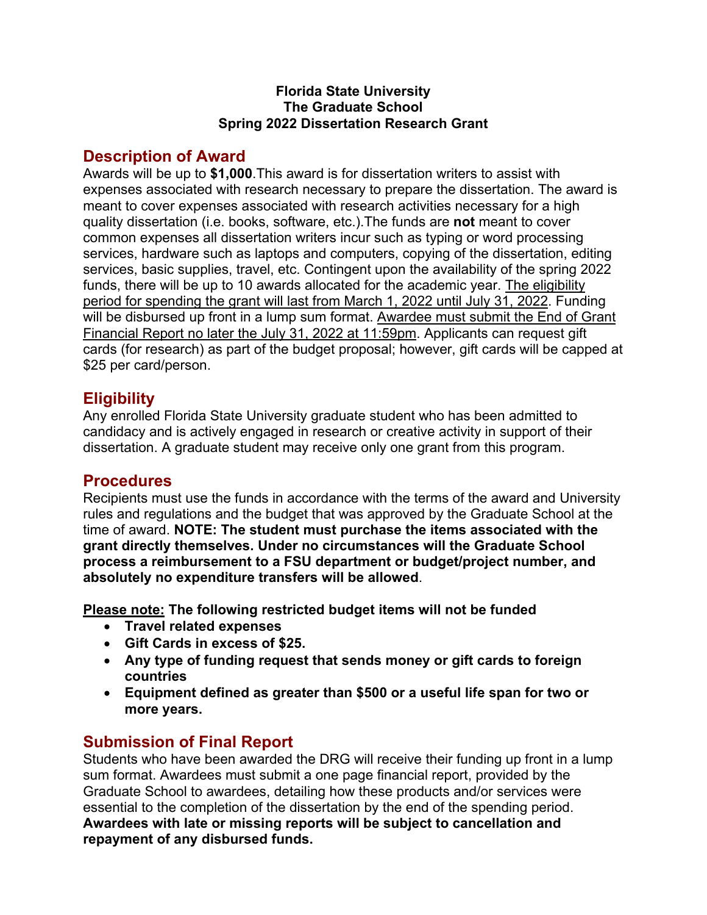**Florida State University**
**The Graduate School**
**Spring 2022 Dissertation Research Grant**

## Description of Award

Awards will be up to **$1,000**.This award is for dissertation writers to assist with expenses associated with research necessary to prepare the dissertation. The award is meant to cover expenses associated with research activities necessary for a high quality dissertation (i.e. books, software, etc.).The funds are **not** meant to cover common expenses all dissertation writers incur such as typing or word processing services, hardware such as laptops and computers, copying of the dissertation, editing services, basic supplies, travel, etc. Contingent upon the availability of the spring 2022 funds, there will be up to 10 awards allocated for the academic year. <u>The eligibility period for spending the grant will last from March 1, 2022 until July 31, 2022</u>. Funding will be disbursed up front in a lump sum format. <u>Awardee must submit the End of Grant Financial Report no later the July 31, 2022 at 11:59pm</u>. Applicants can request gift cards (for research) as part of the budget proposal; however, gift cards will be capped at $25 per card/person.

## Eligibility

Any enrolled Florida State University graduate student who has been admitted to candidacy and is actively engaged in research or creative activity in support of their dissertation. A graduate student may receive only one grant from this program.

## Procedures

Recipients must use the funds in accordance with the terms of the award and University rules and regulations and the budget that was approved by the Graduate School at the time of award. **NOTE: The student must purchase the items associated with the grant directly themselves. Under no circumstances will the Graduate School process a reimbursement to a FSU department or budget/project number, and absolutely no expenditure transfers will be allowed**.

**<u>Please note:</u> The following restricted budget items will not be funded**

- **Travel related expenses**
- **Gift Cards in excess of $25.**
- **Any type of funding request that sends money or gift cards to foreign countries**
- **Equipment defined as greater than $500 or a useful life span for two or more years.**

## Submission of Final Report

Students who have been awarded the DRG will receive their funding up front in a lump sum format. Awardees must submit a one page financial report, provided by the Graduate School to awardees, detailing how these products and/or services were essential to the completion of the dissertation by the end of the spending period. **Awardees with late or missing reports will be subject to cancellation and repayment of any disbursed funds.**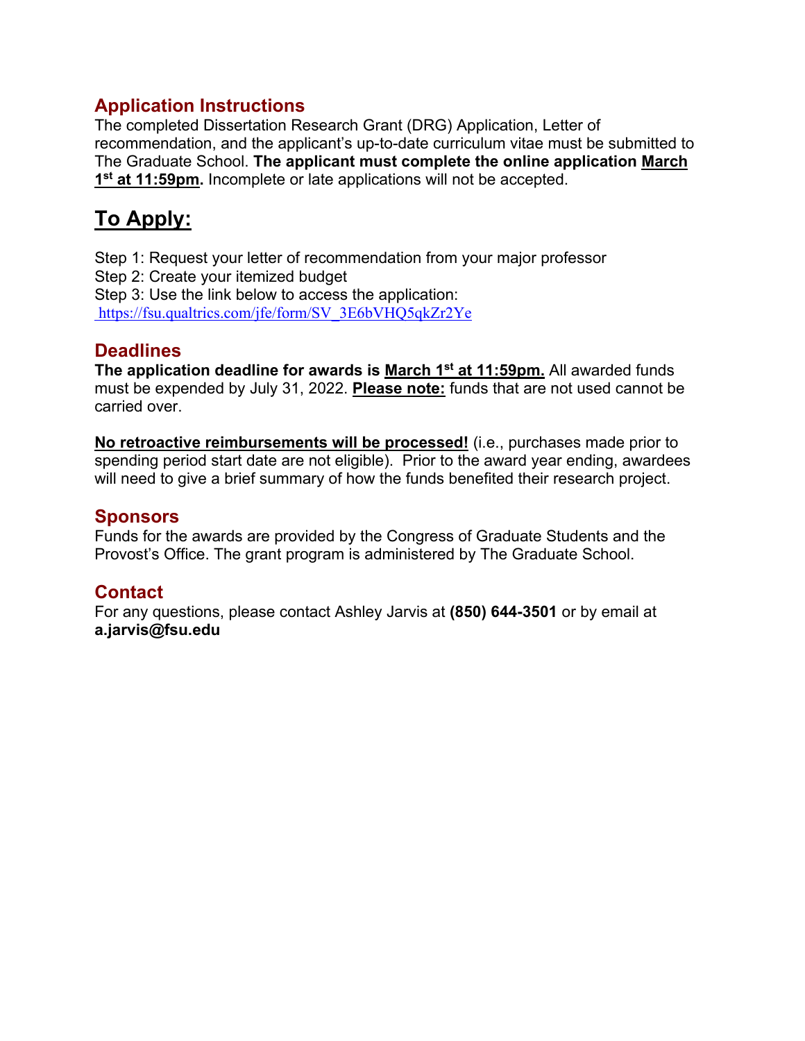## Application Instructions

The completed Dissertation Research Grant (DRG) Application, Letter of recommendation, and the applicant's up-to-date curriculum vitae must be submitted to The Graduate School. **The applicant must complete the online application March 1st at 11:59pm.** Incomplete or late applications will not be accepted.

# To Apply:

Step 1: Request your letter of recommendation from your major professor
Step 2: Create your itemized budget
Step 3: Use the link below to access the application:
https://fsu.qualtrics.com/jfe/form/SV_3E6bVHQ5qkZr2Ye

## Deadlines

**The application deadline for awards is March 1st at 11:59pm.** All awarded funds must be expended by July 31, 2022. **Please note:** funds that are not used cannot be carried over.

**No retroactive reimbursements will be processed!** (i.e., purchases made prior to spending period start date are not eligible). Prior to the award year ending, awardees will need to give a brief summary of how the funds benefited their research project.

## Sponsors

Funds for the awards are provided by the Congress of Graduate Students and the Provost's Office. The grant program is administered by The Graduate School.

## Contact

For any questions, please contact Ashley Jarvis at **(850) 644-3501** or by email at **a.jarvis@fsu.edu**